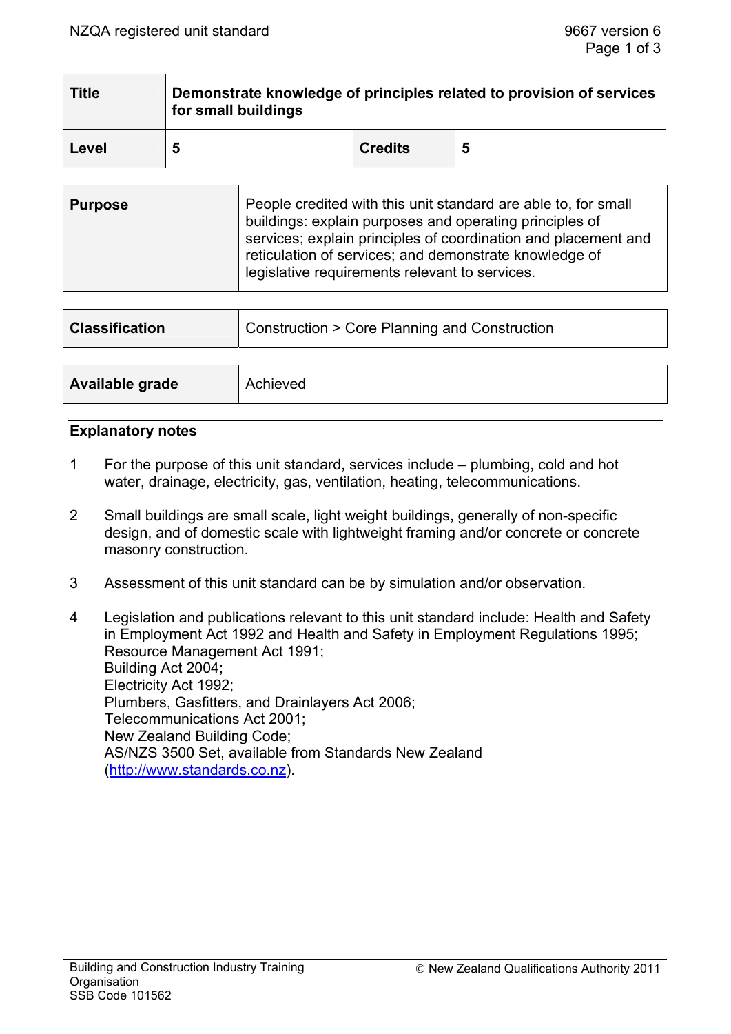| | | | |
|---|---|---|---|
| **Title** | **Demonstrate knowledge of principles related to provision of services for small buildings** | | |
| **Level** | **5** | **Credits** | **5** |

| | |
|---|---|
| **Purpose** | People credited with this unit standard are able to, for small buildings: explain purposes and operating principles of services; explain principles of coordination and placement and reticulation of services; and demonstrate knowledge of legislative requirements relevant to services. |

| | |
|---|---|
| **Classification** | Construction > Core Planning and Construction |

| | |
|---|---|
| **Available grade** | Achieved |

## Explanatory notes

1. For the purpose of this unit standard, services include – plumbing, cold and hot water, drainage, electricity, gas, ventilation, heating, telecommunications.

2. Small buildings are small scale, light weight buildings, generally of non-specific design, and of domestic scale with lightweight framing and/or concrete or concrete masonry construction.

3. Assessment of this unit standard can be by simulation and/or observation.

4. Legislation and publications relevant to this unit standard include: Health and Safety in Employment Act 1992 and Health and Safety in Employment Regulations 1995;
   Resource Management Act 1991;
   Building Act 2004;
   Electricity Act 1992;
   Plumbers, Gasfitters, and Drainlayers Act 2006;
   Telecommunications Act 2001;
   New Zealand Building Code;
   AS/NZS 3500 Set, available from Standards New Zealand (http://www.standards.co.nz).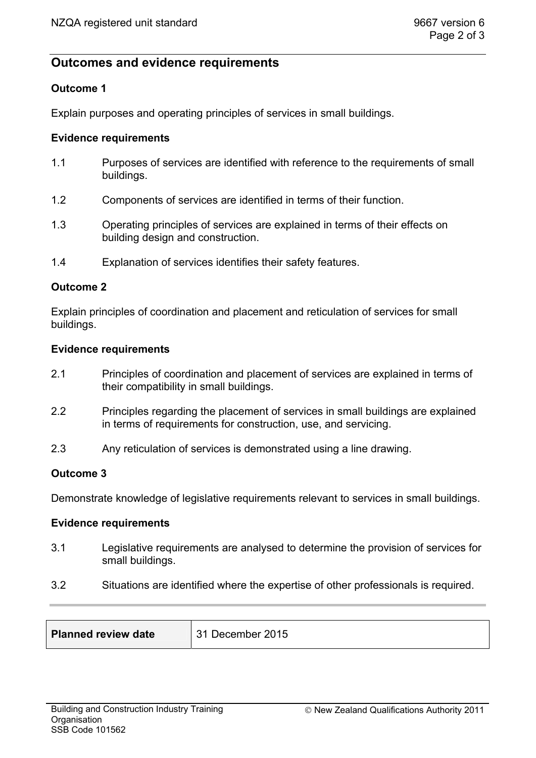## Outcomes and evidence requirements

### Outcome 1

Explain purposes and operating principles of services in small buildings.

#### Evidence requirements

1.1 Purposes of services are identified with reference to the requirements of small buildings.

1.2 Components of services are identified in terms of their function.

1.3 Operating principles of services are explained in terms of their effects on building design and construction.

1.4 Explanation of services identifies their safety features.

### Outcome 2

Explain principles of coordination and placement and reticulation of services for small buildings.

#### Evidence requirements

2.1 Principles of coordination and placement of services are explained in terms of their compatibility in small buildings.

2.2 Principles regarding the placement of services in small buildings are explained in terms of requirements for construction, use, and servicing.

2.3 Any reticulation of services is demonstrated using a line drawing.

### Outcome 3

Demonstrate knowledge of legislative requirements relevant to services in small buildings.

#### Evidence requirements

3.1 Legislative requirements are analysed to determine the provision of services for small buildings.

3.2 Situations are identified where the expertise of other professionals is required.

| | |
|---|---|
| **Planned review date** | 31 December 2015 |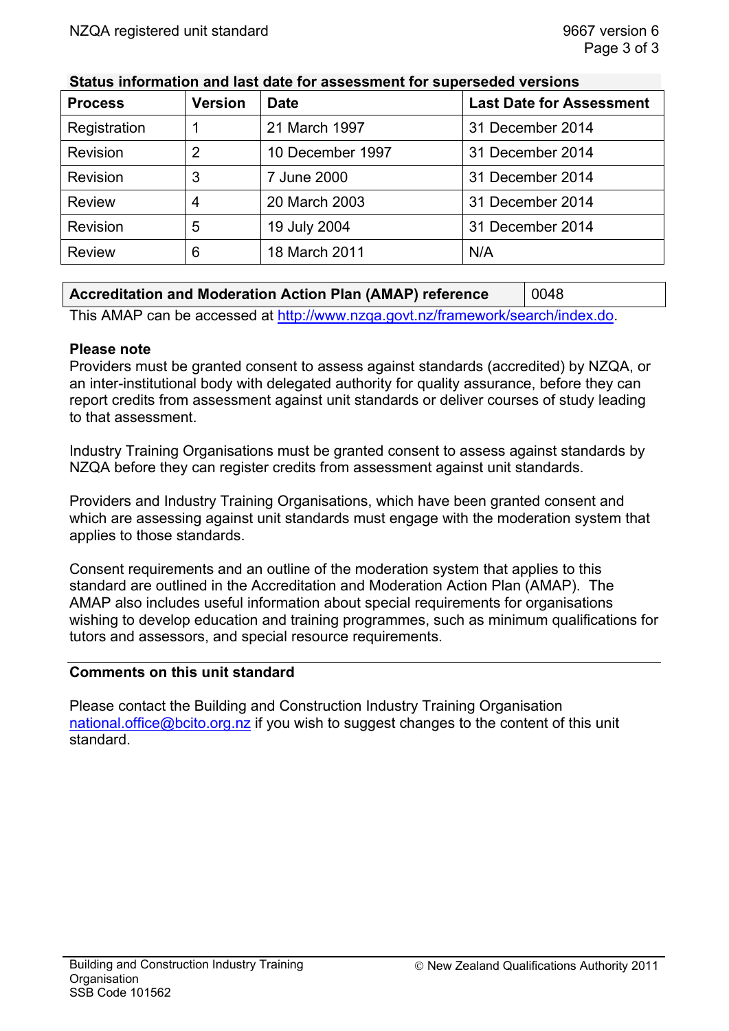**Status information and last date for assessment for superseded versions**

| Process | Version | Date | Last Date for Assessment |
|---|---|---|---|
| Registration | 1 | 21 March 1997 | 31 December 2014 |
| Revision | 2 | 10 December 1997 | 31 December 2014 |
| Revision | 3 | 7 June 2000 | 31 December 2014 |
| Review | 4 | 20 March 2003 | 31 December 2014 |
| Revision | 5 | 19 July 2004 | 31 December 2014 |
| Review | 6 | 18 March 2011 | N/A |

| Accreditation and Moderation Action Plan (AMAP) reference | 0048 |
|---|---|

This AMAP can be accessed at http://www.nzqa.govt.nz/framework/search/index.do.

**Please note**

Providers must be granted consent to assess against standards (accredited) by NZQA, or an inter-institutional body with delegated authority for quality assurance, before they can report credits from assessment against unit standards or deliver courses of study leading to that assessment.

Industry Training Organisations must be granted consent to assess against standards by NZQA before they can register credits from assessment against unit standards.

Providers and Industry Training Organisations, which have been granted consent and which are assessing against unit standards must engage with the moderation system that applies to those standards.

Consent requirements and an outline of the moderation system that applies to this standard are outlined in the Accreditation and Moderation Action Plan (AMAP). The AMAP also includes useful information about special requirements for organisations wishing to develop education and training programmes, such as minimum qualifications for tutors and assessors, and special resource requirements.

**Comments on this unit standard**

Please contact the Building and Construction Industry Training Organisation national.office@bcito.org.nz if you wish to suggest changes to the content of this unit standard.